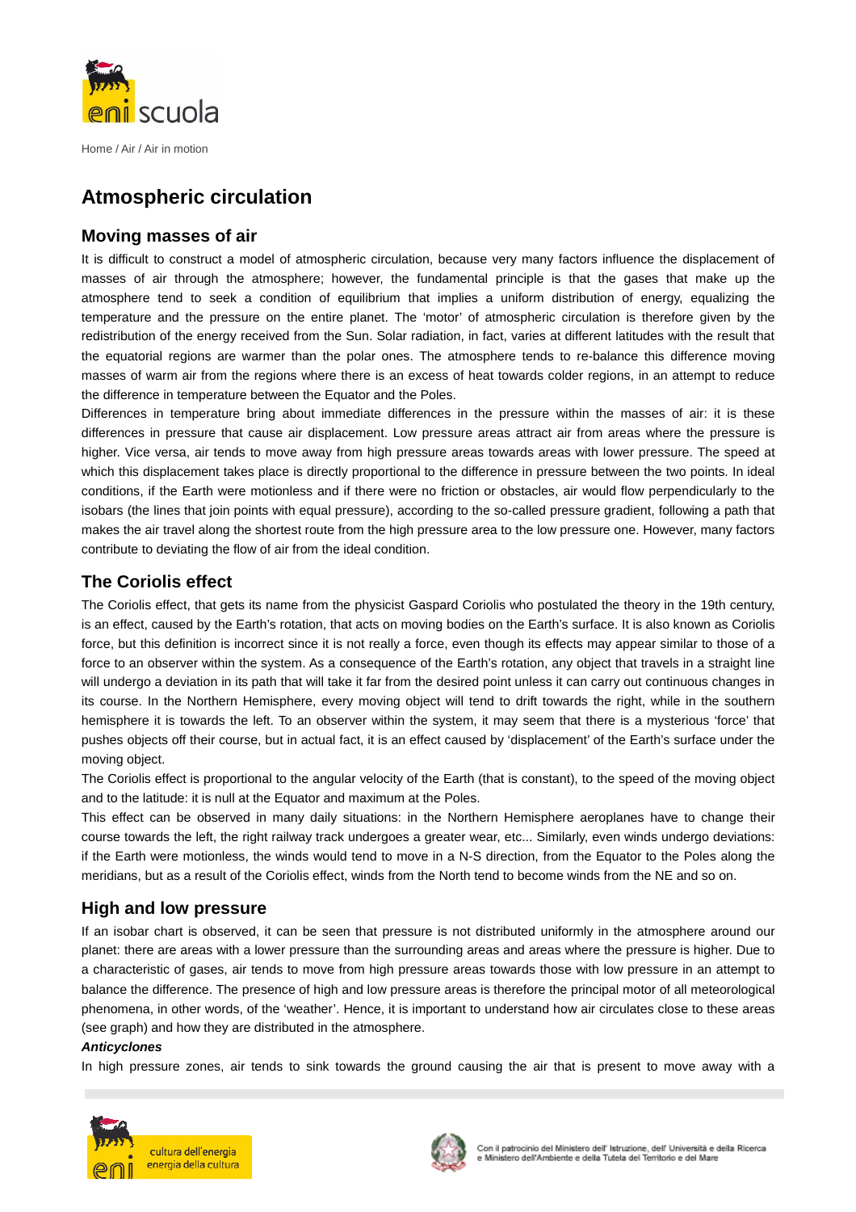Home / Air / Air in motion

# Atmospheric circulation

## Moving masses of air

It is difficult to construct a model of atmospheric circulation, because very many factors influence the displacement of masses of air through the atmosphere; however, the fundamental principle is that the gases that make up the atmosphere tend to seek a condition of equilibrium that implies a uniform distribution of energy, equalizing the temperature and the pressure on the entire planet. The 'motor' of atmospheric circulation is therefore given by the redistribution of the energy received from the Sun. Solar radiation, in fact, varies at different latitudes with the result that the equatorial regions are warmer than the polar ones. The atmosphere tends to re-balance this difference moving masses of warm air from the regions where there is an excess of heat towards colder regions, in an attempt to reduce the difference in temperature between the Equator and the Poles.

Differences in temperature bring about immediate differences in the pressure within the masses of air: it is these differences in pressure that cause air displacement. Low pressure areas attract air from areas where the pressure is higher. Vice versa, air tends to move away from high pressure areas towards areas with lower pressure. The speed at which this displacement takes place is directly proportional to the difference in pressure between the two points. In ideal conditions, if the Earth were motionless and if there were no friction or obstacles, air would flow perpendicularly to the isobars (the lines that join points with equal pressure), according to the so-called pressure gradient, following a path that makes the air travel along the shortest route from the high pressure area to the low pressure one. However, many factors contribute to deviating the flow of air from the ideal condition.

## The Coriolis effect

The Coriolis effect, that gets its name from the physicist Gaspard Coriolis who postulated the theory in the 19th century, is an effect, caused by the Earth's rotation, that acts on moving bodies on the Earth's surface. It is also known as Coriolis force, but this definition is incorrect since it is not really a force, even though its effects may appear similar to those of a force to an observer within the system. As a consequence of the Earth's rotation, any object that travels in a straight line will undergo a deviation in its path that will take it far from the desired point unless it can carry out continuous changes in its course. In the Northern Hemisphere, every moving object will tend to drift towards the right, while in the southern hemisphere it is towards the left. To an observer within the system, it may seem that there is a mysterious 'force' that pushes objects off their course, but in actual fact, it is an effect caused by 'displacement' of the Earth's surface under the moving object.

The Coriolis effect is proportional to the angular velocity of the Earth (that is constant), to the speed of the moving object and to the latitude: it is null at the Equator and maximum at the Poles.

This effect can be observed in many daily situations: in the Northern Hemisphere aeroplanes have to change their course towards the left, the right railway track undergoes a greater wear, etc... Similarly, even winds undergo deviations: if the Earth were motionless, the winds would tend to move in a N-S direction, from the Equator to the Poles along the meridians, but as a result of the Coriolis effect, winds from the North tend to become winds from the NE and so on.

## High and low pressure

If an isobar chart is observed, it can be seen that pressure is not distributed uniformly in the atmosphere around our planet: there are areas with a lower pressure than the surrounding areas and areas where the pressure is higher. Due to a characteristic of gases, air tends to move from high pressure areas towards those with low pressure in an attempt to balance the difference. The presence of high and low pressure areas is therefore the principal motor of all meteorological phenomena, in other words, of the 'weather'. Hence, it is important to understand how air circulates close to these areas (see graph) and how they are distributed in the atmosphere.

***Anticyclones***

In high pressure zones, air tends to sink towards the ground causing the air that is present to move away with a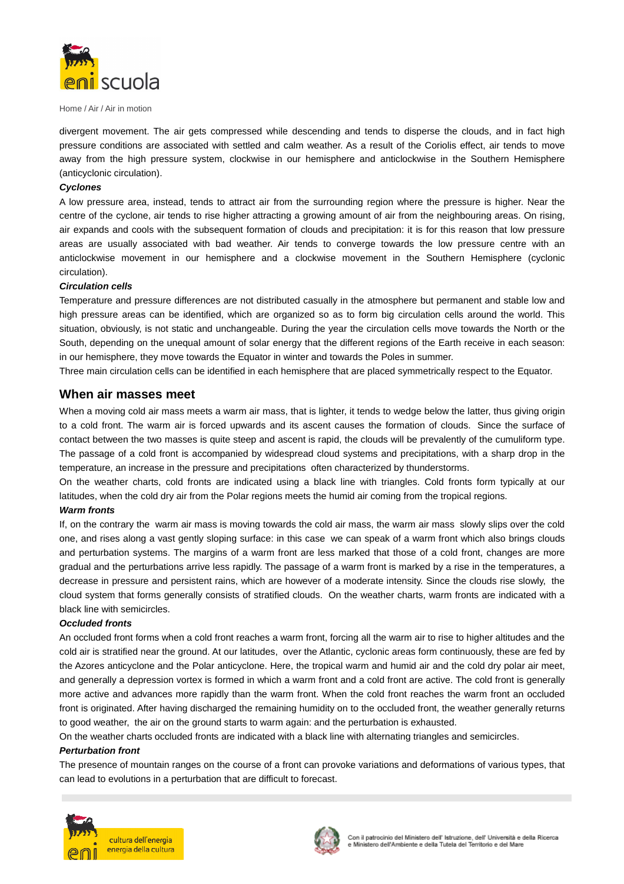divergent movement. The air gets compressed while descending and tends to disperse the clouds, and in fact high pressure conditions are associated with settled and calm weather. As a result of the Coriolis effect, air tends to move away from the high pressure system, clockwise in our hemisphere and anticlockwise in the Southern Hemisphere (anticyclonic circulation).

***Cyclones***

A low pressure area, instead, tends to attract air from the surrounding region where the pressure is higher. Near the centre of the cyclone, air tends to rise higher attracting a growing amount of air from the neighbouring areas. On rising, air expands and cools with the subsequent formation of clouds and precipitation: it is for this reason that low pressure areas are usually associated with bad weather. Air tends to converge towards the low pressure centre with an anticlockwise movement in our hemisphere and a clockwise movement in the Southern Hemisphere (cyclonic circulation).

***Circulation cells***

Temperature and pressure differences are not distributed casually in the atmosphere but permanent and stable low and high pressure areas can be identified, which are organized so as to form big circulation cells around the world. This situation, obviously, is not static and unchangeable. During the year the circulation cells move towards the North or the South, depending on the unequal amount of solar energy that the different regions of the Earth receive in each season: in our hemisphere, they move towards the Equator in winter and towards the Poles in summer.

Three main circulation cells can be identified in each hemisphere that are placed symmetrically respect to the Equator.

## When air masses meet

When a moving cold air mass meets a warm air mass, that is lighter, it tends to wedge below the latter, thus giving origin to a cold front. The warm air is forced upwards and its ascent causes the formation of clouds. Since the surface of contact between the two masses is quite steep and ascent is rapid, the clouds will be prevalently of the cumuliform type. The passage of a cold front is accompanied by widespread cloud systems and precipitations, with a sharp drop in the temperature, an increase in the pressure and precipitations often characterized by thunderstorms.

On the weather charts, cold fronts are indicated using a black line with triangles. Cold fronts form typically at our latitudes, when the cold dry air from the Polar regions meets the humid air coming from the tropical regions.

***Warm fronts***

If, on the contrary the warm air mass is moving towards the cold air mass, the warm air mass slowly slips over the cold one, and rises along a vast gently sloping surface: in this case we can speak of a warm front which also brings clouds and perturbation systems. The margins of a warm front are less marked that those of a cold front, changes are more gradual and the perturbations arrive less rapidly. The passage of a warm front is marked by a rise in the temperatures, a decrease in pressure and persistent rains, which are however of a moderate intensity. Since the clouds rise slowly, the cloud system that forms generally consists of stratified clouds. On the weather charts, warm fronts are indicated with a black line with semicircles.

***Occluded fronts***

An occluded front forms when a cold front reaches a warm front, forcing all the warm air to rise to higher altitudes and the cold air is stratified near the ground. At our latitudes, over the Atlantic, cyclonic areas form continuously, these are fed by the Azores anticyclone and the Polar anticyclone. Here, the tropical warm and humid air and the cold dry polar air meet, and generally a depression vortex is formed in which a warm front and a cold front are active. The cold front is generally more active and advances more rapidly than the warm front. When the cold front reaches the warm front an occluded front is originated. After having discharged the remaining humidity on to the occluded front, the weather generally returns to good weather, the air on the ground starts to warm again: and the perturbation is exhausted.

On the weather charts occluded fronts are indicated with a black line with alternating triangles and semicircles.

***Perturbation front***

The presence of mountain ranges on the course of a front can provoke variations and deformations of various types, that can lead to evolutions in a perturbation that are difficult to forecast.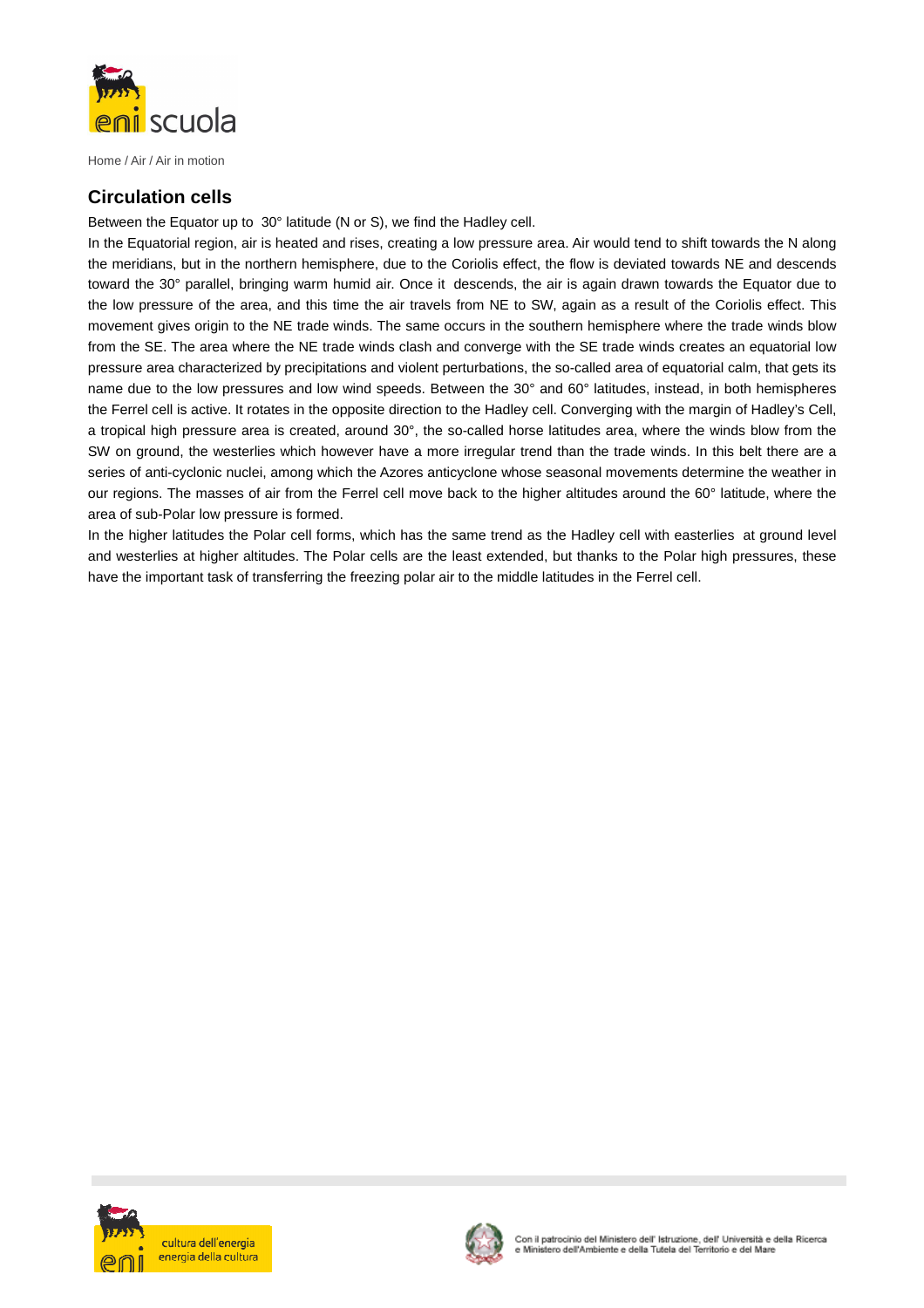Home / Air / Air in motion

## Circulation cells

Between the Equator up to 30° latitude (N or S), we find the Hadley cell.

In the Equatorial region, air is heated and rises, creating a low pressure area. Air would tend to shift towards the N along the meridians, but in the northern hemisphere, due to the Coriolis effect, the flow is deviated towards NE and descends toward the 30° parallel, bringing warm humid air. Once it descends, the air is again drawn towards the Equator due to the low pressure of the area, and this time the air travels from NE to SW, again as a result of the Coriolis effect. This movement gives origin to the NE trade winds. The same occurs in the southern hemisphere where the trade winds blow from the SE. The area where the NE trade winds clash and converge with the SE trade winds creates an equatorial low pressure area characterized by precipitations and violent perturbations, the so-called area of equatorial calm, that gets its name due to the low pressures and low wind speeds. Between the 30° and 60° latitudes, instead, in both hemispheres the Ferrel cell is active. It rotates in the opposite direction to the Hadley cell. Converging with the margin of Hadley's Cell, a tropical high pressure area is created, around 30°, the so-called horse latitudes area, where the winds blow from the SW on ground, the westerlies which however have a more irregular trend than the trade winds. In this belt there are a series of anti-cyclonic nuclei, among which the Azores anticyclone whose seasonal movements determine the weather in our regions. The masses of air from the Ferrel cell move back to the higher altitudes around the 60° latitude, where the area of sub-Polar low pressure is formed.

In the higher latitudes the Polar cell forms, which has the same trend as the Hadley cell with easterlies at ground level and westerlies at higher altitudes. The Polar cells are the least extended, but thanks to the Polar high pressures, these have the important task of transferring the freezing polar air to the middle latitudes in the Ferrel cell.